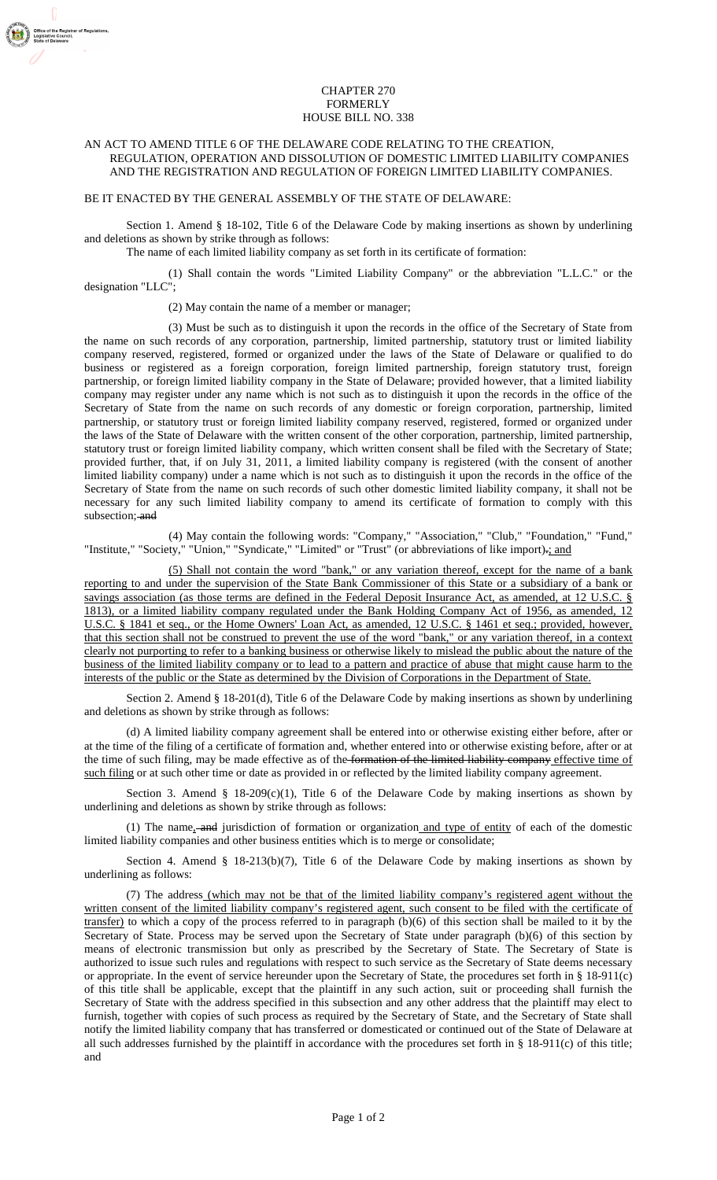CHAPTER 270
FORMERLY
HOUSE BILL NO. 338

AN ACT TO AMEND TITLE 6 OF THE DELAWARE CODE RELATING TO THE CREATION, REGULATION, OPERATION AND DISSOLUTION OF DOMESTIC LIMITED LIABILITY COMPANIES AND THE REGISTRATION AND REGULATION OF FOREIGN LIMITED LIABILITY COMPANIES.

BE IT ENACTED BY THE GENERAL ASSEMBLY OF THE STATE OF DELAWARE:

Section 1. Amend § 18-102, Title 6 of the Delaware Code by making insertions as shown by underlining and deletions as shown by strike through as follows:

The name of each limited liability company as set forth in its certificate of formation:

(1) Shall contain the words "Limited Liability Company" or the abbreviation "L.L.C." or the designation "LLC";

(2) May contain the name of a member or manager;

(3) Must be such as to distinguish it upon the records in the office of the Secretary of State from the name on such records of any corporation, partnership, limited partnership, statutory trust or limited liability company reserved, registered, formed or organized under the laws of the State of Delaware or qualified to do business or registered as a foreign corporation, foreign limited partnership, foreign statutory trust, foreign partnership, or foreign limited liability company in the State of Delaware; provided however, that a limited liability company may register under any name which is not such as to distinguish it upon the records in the office of the Secretary of State from the name on such records of any domestic or foreign corporation, partnership, limited partnership, or statutory trust or foreign limited liability company reserved, registered, formed or organized under the laws of the State of Delaware with the written consent of the other corporation, partnership, limited partnership, statutory trust or foreign limited liability company, which written consent shall be filed with the Secretary of State; provided further, that, if on July 31, 2011, a limited liability company is registered (with the consent of another limited liability company) under a name which is not such as to distinguish it upon the records in the office of the Secretary of State from the name on such records of such other domestic limited liability company, it shall not be necessary for any such limited liability company to amend its certificate of formation to comply with this subsection;~~ and~~

(4) May contain the following words: "Company," "Association," "Club," "Foundation," "Fund," "Institute," "Society," "Union," "Syndicate," "Limited" or "Trust" (or abbreviations of like import)~~.~~<u>; and</u>

<u>(5) Shall not contain the word "bank," or any variation thereof, except for the name of a bank reporting to and under the supervision of the State Bank Commissioner of this State or a subsidiary of a bank or savings association (as those terms are defined in the Federal Deposit Insurance Act, as amended, at 12 U.S.C. § 1813), or a limited liability company regulated under the Bank Holding Company Act of 1956, as amended, 12 U.S.C. § 1841 et seq., or the Home Owners' Loan Act, as amended, 12 U.S.C. § 1461 et seq.; provided, however, that this section shall not be construed to prevent the use of the word "bank," or any variation thereof, in a context clearly not purporting to refer to a banking business or otherwise likely to mislead the public about the nature of the business of the limited liability company or to lead to a pattern and practice of abuse that might cause harm to the interests of the public or the State as determined by the Division of Corporations in the Department of State.</u>

Section 2. Amend § 18-201(d), Title 6 of the Delaware Code by making insertions as shown by underlining and deletions as shown by strike through as follows:

(d) A limited liability company agreement shall be entered into or otherwise existing either before, after or at the time of the filing of a certificate of formation and, whether entered into or otherwise existing before, after or at the time of such filing, may be made effective as of the~~ formation of the limited liability company~~ <u>effective time of such filing</u> or at such other time or date as provided in or reflected by the limited liability company agreement.

Section 3. Amend § 18-209(c)(1), Title 6 of the Delaware Code by making insertions as shown by underlining and deletions as shown by strike through as follows:

(1) The name<u>,</u>~~ and~~ jurisdiction of formation or organization<u> and type of entity</u> of each of the domestic limited liability companies and other business entities which is to merge or consolidate;

Section 4. Amend § 18-213(b)(7), Title 6 of the Delaware Code by making insertions as shown by underlining as follows:

(7) The address<u> (which may not be that of the limited liability company's registered agent without the written consent of the limited liability company's registered agent, such consent to be filed with the certificate of transfer)</u> to which a copy of the process referred to in paragraph (b)(6) of this section shall be mailed to it by the Secretary of State. Process may be served upon the Secretary of State under paragraph (b)(6) of this section by means of electronic transmission but only as prescribed by the Secretary of State. The Secretary of State is authorized to issue such rules and regulations with respect to such service as the Secretary of State deems necessary or appropriate. In the event of service hereunder upon the Secretary of State, the procedures set forth in § 18-911(c) of this title shall be applicable, except that the plaintiff in any such action, suit or proceeding shall furnish the Secretary of State with the address specified in this subsection and any other address that the plaintiff may elect to furnish, together with copies of such process as required by the Secretary of State, and the Secretary of State shall notify the limited liability company that has transferred or domesticated or continued out of the State of Delaware at all such addresses furnished by the plaintiff in accordance with the procedures set forth in § 18-911(c) of this title; and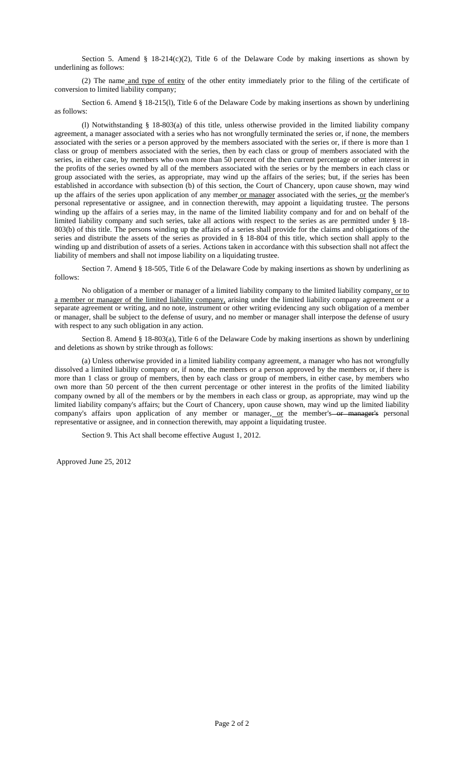Section 5. Amend § 18-214(c)(2), Title 6 of the Delaware Code by making insertions as shown by underlining as follows:

(2) The name and type of entity of the other entity immediately prior to the filing of the certificate of conversion to limited liability company;

Section 6. Amend § 18-215(l), Title 6 of the Delaware Code by making insertions as shown by underlining as follows:

(l) Notwithstanding § 18-803(a) of this title, unless otherwise provided in the limited liability company agreement, a manager associated with a series who has not wrongfully terminated the series or, if none, the members associated with the series or a person approved by the members associated with the series or, if there is more than 1 class or group of members associated with the series, then by each class or group of members associated with the series, in either case, by members who own more than 50 percent of the then current percentage or other interest in the profits of the series owned by all of the members associated with the series or by the members in each class or group associated with the series, as appropriate, may wind up the affairs of the series; but, if the series has been established in accordance with subsection (b) of this section, the Court of Chancery, upon cause shown, may wind up the affairs of the series upon application of any member or manager associated with the series, or the member's personal representative or assignee, and in connection therewith, may appoint a liquidating trustee. The persons winding up the affairs of a series may, in the name of the limited liability company and for and on behalf of the limited liability company and such series, take all actions with respect to the series as are permitted under § 18-803(b) of this title. The persons winding up the affairs of a series shall provide for the claims and obligations of the series and distribute the assets of the series as provided in § 18-804 of this title, which section shall apply to the winding up and distribution of assets of a series. Actions taken in accordance with this subsection shall not affect the liability of members and shall not impose liability on a liquidating trustee.

Section 7. Amend § 18-505, Title 6 of the Delaware Code by making insertions as shown by underlining as follows:

No obligation of a member or manager of a limited liability company to the limited liability company, or to a member or manager of the limited liability company, arising under the limited liability company agreement or a separate agreement or writing, and no note, instrument or other writing evidencing any such obligation of a member or manager, shall be subject to the defense of usury, and no member or manager shall interpose the defense of usury with respect to any such obligation in any action.

Section 8. Amend § 18-803(a), Title 6 of the Delaware Code by making insertions as shown by underlining and deletions as shown by strike through as follows:

(a) Unless otherwise provided in a limited liability company agreement, a manager who has not wrongfully dissolved a limited liability company or, if none, the members or a person approved by the members or, if there is more than 1 class or group of members, then by each class or group of members, in either case, by members who own more than 50 percent of the then current percentage or other interest in the profits of the limited liability company owned by all of the members or by the members in each class or group, as appropriate, may wind up the limited liability company's affairs; but the Court of Chancery, upon cause shown, may wind up the limited liability company's affairs upon application of any member or manager, or the member's ~~or manager's~~ personal representative or assignee, and in connection therewith, may appoint a liquidating trustee.

Section 9. This Act shall become effective August 1, 2012.

Approved June 25, 2012